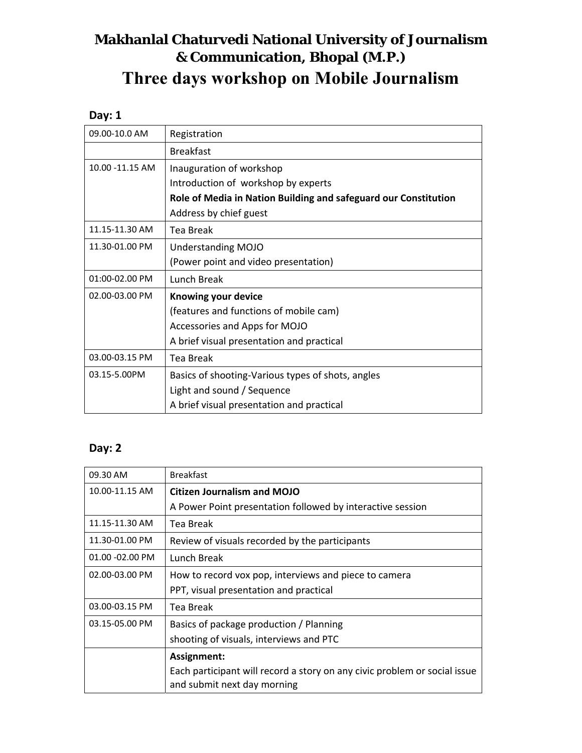# Makhanlal Chaturvedi National University of Journalism & Communication, Bhopal (M.P.)

## Three days workshop on Mobile Journalism

**Day: 1**

| | |
|---|---|
| 09.00-10.0 AM | Registration |
| | Breakfast |
| 10.00 -11.15 AM | Inauguration of workshop<br>Introduction of workshop by experts<br>**Role of Media in Nation Building and safeguard our Constitution**<br>Address by chief guest |
| 11.15-11.30 AM | Tea Break |
| 11.30-01.00 PM | Understanding MOJO<br>(Power point and video presentation) |
| 01:00-02.00 PM | Lunch Break |
| 02.00-03.00 PM | **Knowing your device**<br>(features and functions of mobile cam)<br>Accessories and Apps for MOJO<br>A brief visual presentation and practical |
| 03.00-03.15 PM | Tea Break |
| 03.15-5.00PM | Basics of shooting-Various types of shots, angles<br>Light and sound / Sequence<br>A brief visual presentation and practical |

**Day: 2**

| | |
|---|---|
| 09.30 AM | Breakfast |
| 10.00-11.15 AM | **Citizen Journalism and MOJO**<br>A Power Point presentation followed by interactive session |
| 11.15-11.30 AM | Tea Break |
| 11.30-01.00 PM | Review of visuals recorded by the participants |
| 01.00 -02.00 PM | Lunch Break |
| 02.00-03.00 PM | How to record vox pop, interviews and piece to camera<br>PPT, visual presentation and practical |
| 03.00-03.15 PM | Tea Break |
| 03.15-05.00 PM | Basics of package production / Planning<br>shooting of visuals, interviews and PTC |
| | **Assignment:**<br>Each participant will record a story on any civic problem or social issue and submit next day morning |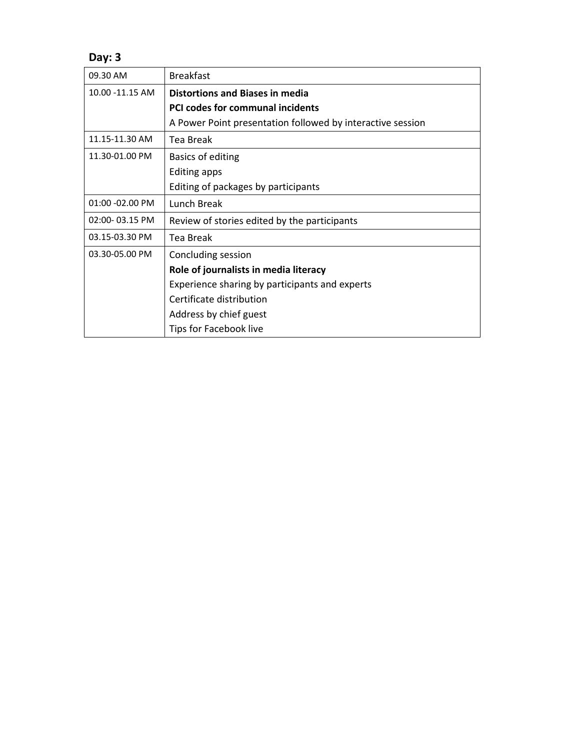## Day: 3

| | |
|---|---|
| 09.30 AM | Breakfast |
| 10.00 -11.15 AM | **Distortions and Biases in media**<br>**PCI codes for communal incidents**<br>A Power Point presentation followed by interactive session |
| 11.15-11.30 AM | Tea Break |
| 11.30-01.00 PM | Basics of editing<br>Editing apps<br>Editing of packages by participants |
| 01:00 -02.00 PM | Lunch Break |
| 02:00- 03.15 PM | Review of stories edited by the participants |
| 03.15-03.30 PM | Tea Break |
| 03.30-05.00 PM | Concluding session<br>**Role of journalists in media literacy**<br>Experience sharing by participants and experts<br>Certificate distribution<br>Address by chief guest<br>Tips for Facebook live |